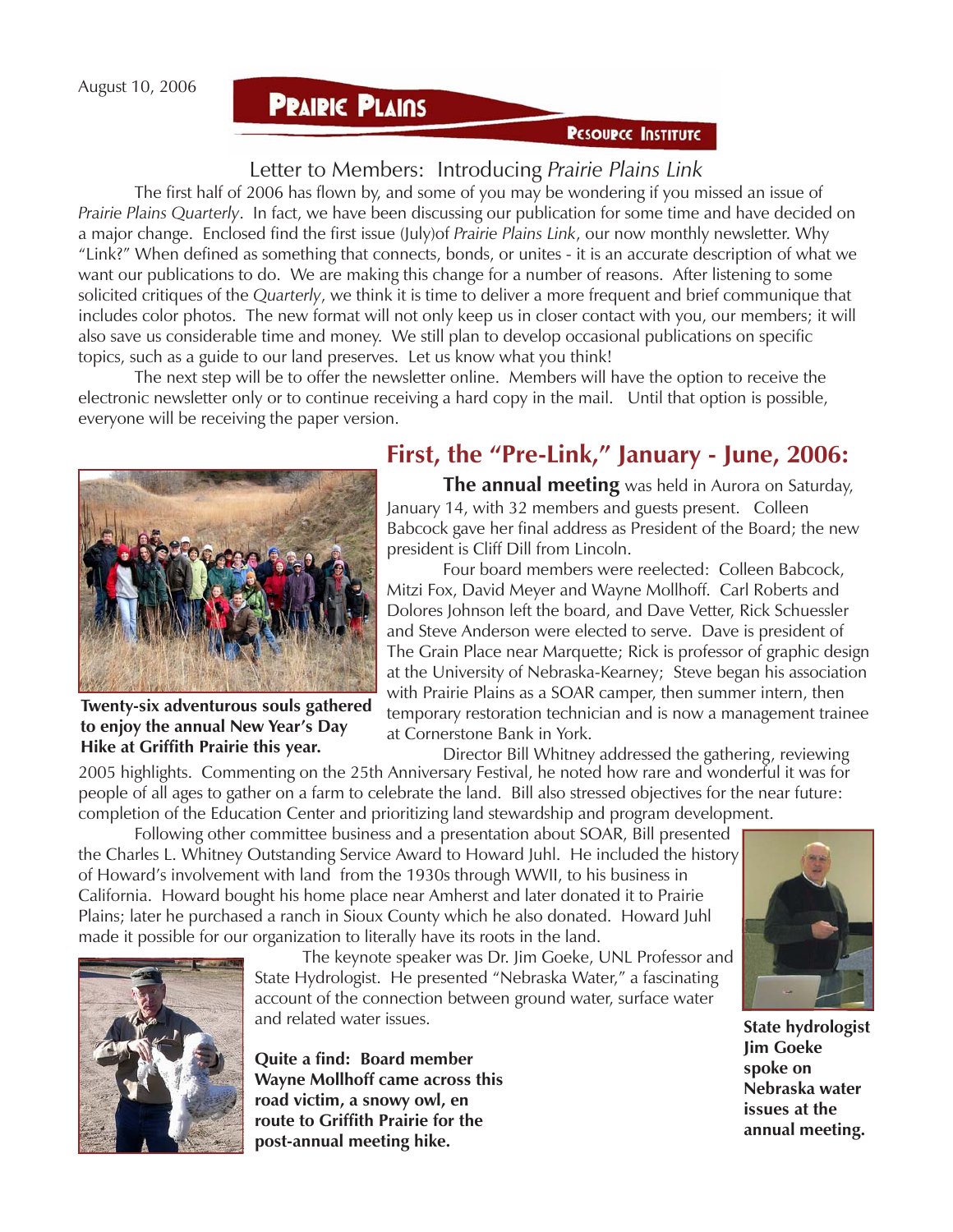August 10, 2006

# Prairie Plains Resource Institute

## Letter to Members: Introducing *Prairie Plains Link*

The first half of 2006 has flown by, and some of you may be wondering if you missed an issue of *Prairie Plains Quarterly*. In fact, we have been discussing our publication for some time and have decided on a major change. Enclosed find the first issue (July)of *Prairie Plains Link*, our now monthly newsletter. Why "Link?" When defined as something that connects, bonds, or unites - it is an accurate description of what we want our publications to do. We are making this change for a number of reasons. After listening to some solicited critiques of the *Quarterly*, we think it is time to deliver a more frequent and brief communique that includes color photos. The new format will not only keep us in closer contact with you, our members; it will also save us considerable time and money. We still plan to develop occasional publications on specific topics, such as a guide to our land preserves. Let us know what you think!

The next step will be to offer the newsletter online. Members will have the option to receive the electronic newsletter only or to continue receiving a hard copy in the mail. Until that option is possible, everyone will be receiving the paper version.

## First, the "Pre-Link," January - June, 2006:

**Twenty-six adventurous souls gathered to enjoy the annual New Year's Day Hike at Griffith Prairie this year.**

**The annual meeting** was held in Aurora on Saturday, January 14, with 32 members and guests present. Colleen Babcock gave her final address as President of the Board; the new president is Cliff Dill from Lincoln.

Four board members were reelected: Colleen Babcock, Mitzi Fox, David Meyer and Wayne Mollhoff. Carl Roberts and Dolores Johnson left the board, and Dave Vetter, Rick Schuessler and Steve Anderson were elected to serve. Dave is president of The Grain Place near Marquette; Rick is professor of graphic design at the University of Nebraska-Kearney; Steve began his association with Prairie Plains as a SOAR camper, then summer intern, then temporary restoration technician and is now a management trainee at Cornerstone Bank in York.

Director Bill Whitney addressed the gathering, reviewing 2005 highlights. Commenting on the 25th Anniversary Festival, he noted how rare and wonderful it was for people of all ages to gather on a farm to celebrate the land. Bill also stressed objectives for the near future: completion of the Education Center and prioritizing land stewardship and program development.

Following other committee business and a presentation about SOAR, Bill presented the Charles L. Whitney Outstanding Service Award to Howard Juhl. He included the history of Howard's involvement with land from the 1930s through WWII, to his business in California. Howard bought his home place near Amherst and later donated it to Prairie Plains; later he purchased a ranch in Sioux County which he also donated. Howard Juhl made it possible for our organization to literally have its roots in the land.

The keynote speaker was Dr. Jim Goeke, UNL Professor and State Hydrologist. He presented "Nebraska Water," a fascinating account of the connection between ground water, surface water and related water issues.

**Quite a find: Board member Wayne Mollhoff came across this road victim, a snowy owl, en route to Griffith Prairie for the post-annual meeting hike.**

**State hydrologist Jim Goeke spoke on Nebraska water issues at the annual meeting.**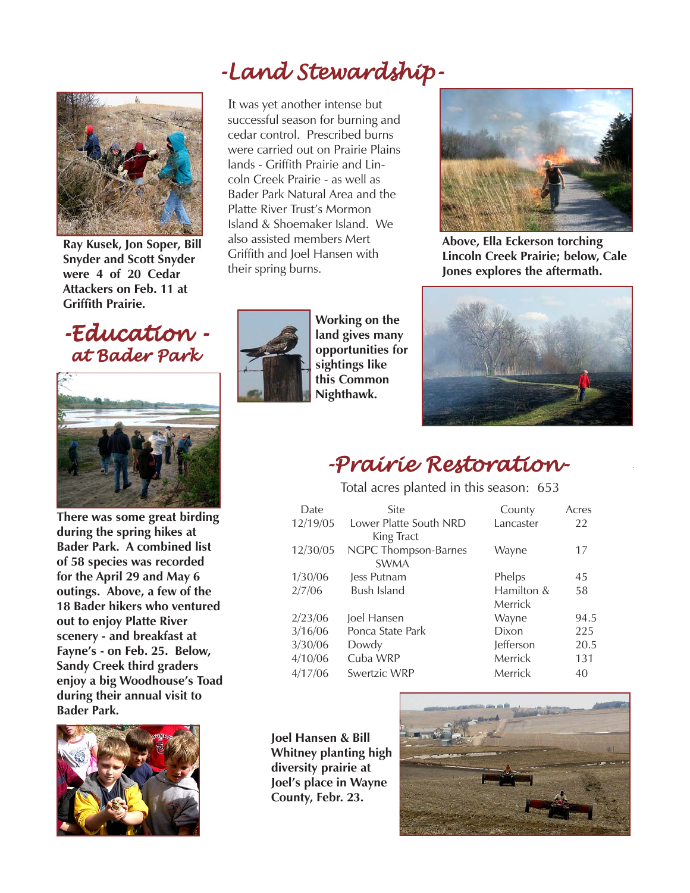# -Land Stewardship-

Ray Kusek, Jon Soper, Bill Snyder and Scott Snyder were 4 of 20 Cedar Attackers on Feb. 11 at Griffith Prairie.

It was yet another intense but successful season for burning and cedar control. Prescribed burns were carried out on Prairie Plains lands - Griffith Prairie and Lincoln Creek Prairie - as well as Bader Park Natural Area and the Platte River Trust's Mormon Island & Shoemaker Island. We also assisted members Mert Griffith and Joel Hansen with their spring burns.

**Above, Ella Eckerson torching Lincoln Creek Prairie; below, Cale Jones explores the aftermath.**

**Working on the land gives many opportunities for sightings like this Common Nighthawk.**

## -Education - at Bader Park

**There was some great birding during the spring hikes at Bader Park. A combined list of 58 species was recorded for the April 29 and May 6 outings. Above, a few of the 18 Bader hikers who ventured out to enjoy Platte River scenery - and breakfast at Fayne's - on Feb. 25. Below, Sandy Creek third graders enjoy a big Woodhouse's Toad during their annual visit to Bader Park.**

## -Prairie Restoration-

Total acres planted in this season: 653

| Date | Site | County | Acres |
|---|---|---|---|
| 12/19/05 | Lower Platte South NRD King Tract | Lancaster | 22 |
| 12/30/05 | NGPC Thompson-Barnes SWMA | Wayne | 17 |
| 1/30/06 | Jess Putnam | Phelps | 45 |
| 2/7/06 | Bush Island | Hamilton & Merrick | 58 |
| 2/23/06 | Joel Hansen | Wayne | 94.5 |
| 3/16/06 | Ponca State Park | Dixon | 225 |
| 3/30/06 | Dowdy | Jefferson | 20.5 |
| 4/10/06 | Cuba WRP | Merrick | 131 |
| 4/17/06 | Swertzic WRP | Merrick | 40 |

**Joel Hansen & Bill Whitney planting high diversity prairie at Joel's place in Wayne County, Febr. 23.**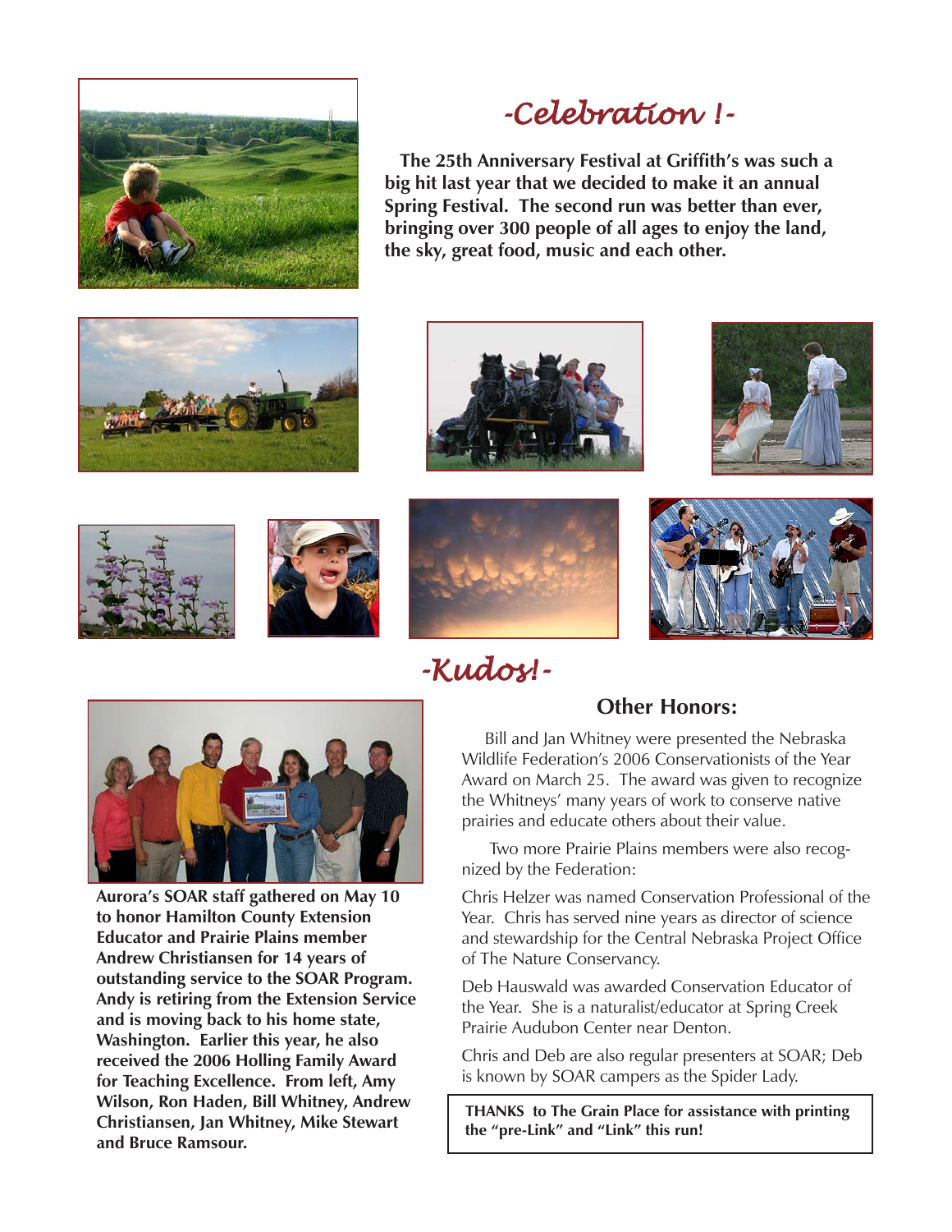# -Celebration !-

**The 25th Anniversary Festival at Griffith's was such a big hit last year that we decided to make it an annual Spring Festival. The second run was better than ever, bringing over 300 people of all ages to enjoy the land, the sky, great food, music and each other.**

# -Kudos!-

**Aurora's SOAR staff gathered on May 10 to honor Hamilton County Extension Educator and Prairie Plains member Andrew Christiansen for 14 years of outstanding service to the SOAR Program. Andy is retiring from the Extension Service and is moving back to his home state, Washington. Earlier this year, he also received the 2006 Holling Family Award for Teaching Excellence. From left, Amy Wilson, Ron Haden, Bill Whitney, Andrew Christiansen, Jan Whitney, Mike Stewart and Bruce Ramsour.**

## Other Honors:

Bill and Jan Whitney were presented the Nebraska Wildlife Federation's 2006 Conservationists of the Year Award on March 25. The award was given to recognize the Whitneys' many years of work to conserve native prairies and educate others about their value.

Two more Prairie Plains members were also recognized by the Federation:

Chris Helzer was named Conservation Professional of the Year. Chris has served nine years as director of science and stewardship for the Central Nebraska Project Office of The Nature Conservancy.

Deb Hauswald was awarded Conservation Educator of the Year. She is a naturalist/educator at Spring Creek Prairie Audubon Center near Denton.

Chris and Deb are also regular presenters at SOAR; Deb is known by SOAR campers as the Spider Lady.

**THANKS to The Grain Place for assistance with printing the "pre-Link" and "Link" this run!**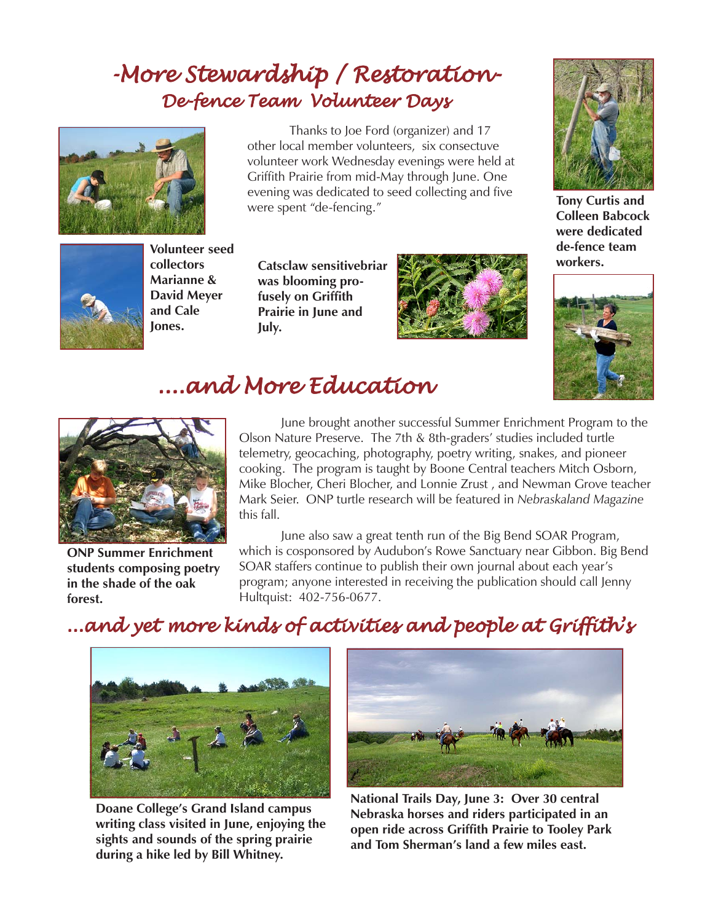# -More Stewardship / Restoration-

## De-fence Team Volunteer Days

Thanks to Joe Ford (organizer) and 17 other local member volunteers, six consectuve volunteer work Wednesday evenings were held at Griffith Prairie from mid-May through June. One evening was dedicated to seed collecting and five were spent "de-fencing."

**Tony Curtis and Colleen Babcock were dedicated de-fence team workers.**

**Volunteer seed collectors Marianne & David Meyer and Cale Jones.**

**Catsclaw sensitivebriar was blooming profusely on Griffith Prairie in June and July.**

# ....and More Education

June brought another successful Summer Enrichment Program to the Olson Nature Preserve. The 7th & 8th-graders' studies included turtle telemetry, geocaching, photography, poetry writing, snakes, and pioneer cooking. The program is taught by Boone Central teachers Mitch Osborn, Mike Blocher, Cheri Blocher, and Lonnie Zrust , and Newman Grove teacher Mark Seier. ONP turtle research will be featured in *Nebraskaland Magazine* this fall.

June also saw a great tenth run of the Big Bend SOAR Program, which is cosponsored by Audubon's Rowe Sanctuary near Gibbon. Big Bend SOAR staffers continue to publish their own journal about each year's program; anyone interested in receiving the publication should call Jenny Hultquist: 402-756-0677.

**ONP Summer Enrichment students composing poetry in the shade of the oak forest.**

# ...and yet more kinds of activities and people at Griffith's

**Doane College's Grand Island campus writing class visited in June, enjoying the sights and sounds of the spring prairie during a hike led by Bill Whitney.**

**National Trails Day, June 3: Over 30 central Nebraska horses and riders participated in an open ride across Griffith Prairie to Tooley Park and Tom Sherman's land a few miles east.**